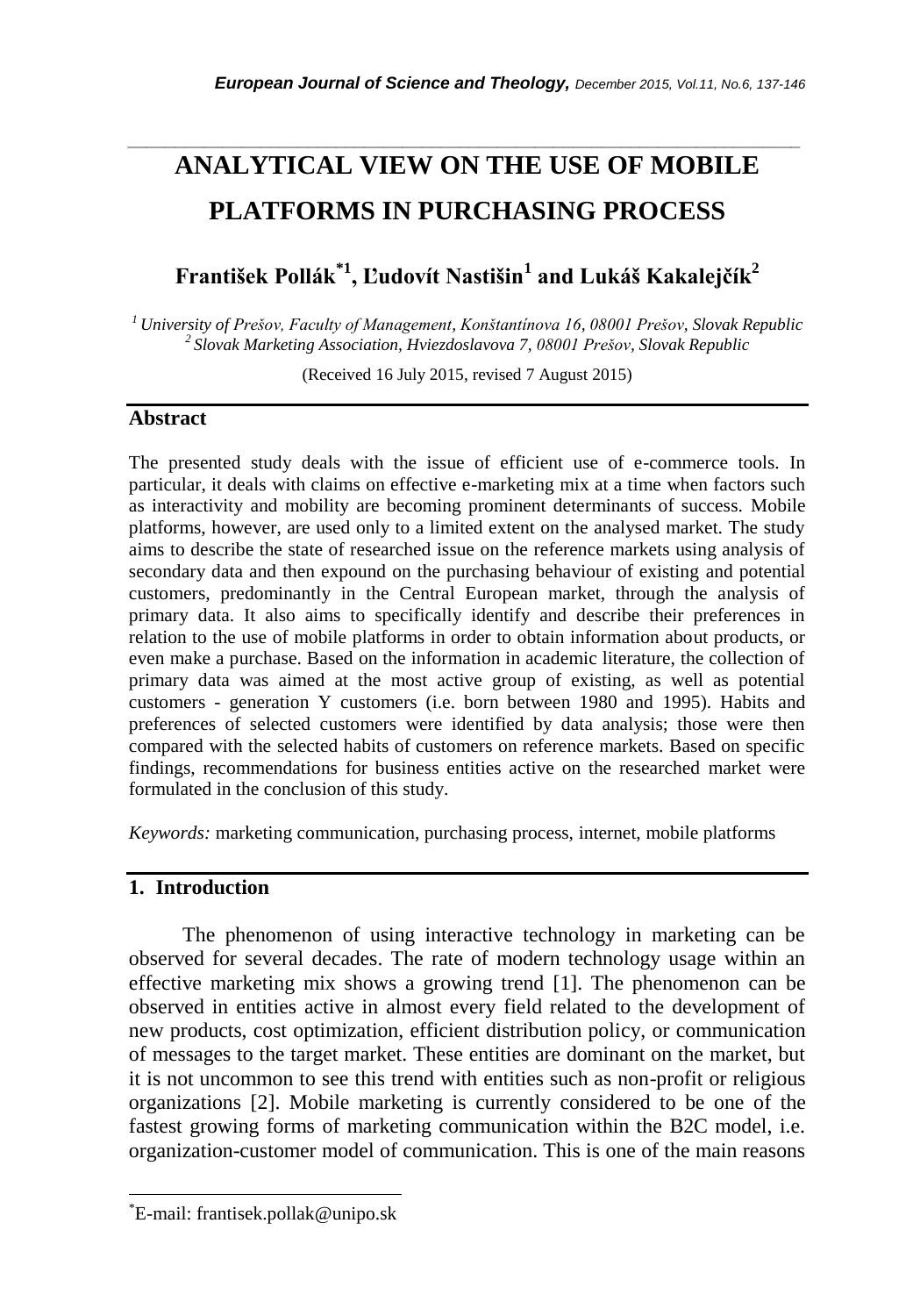# ANALYTICAL VIEW ON THE USE OF MOBILE PLATFORMS IN PURCHASING PROCESS

**František Pollák[*1], Ľudovít Nastišin[1] and Lukáš Kakalejčík[2]**

*[1] University of Prešov, Faculty of Management, Konštantínova 16, 08001 Prešov, Slovak Republic*
*[2] Slovak Marketing Association, Hviezdoslavova 7, 08001 Prešov, Slovak Republic*

(Received 16 July 2015, revised 7 August 2015)

## Abstract

The presented study deals with the issue of efficient use of e-commerce tools. In particular, it deals with claims on effective e-marketing mix at a time when factors such as interactivity and mobility are becoming prominent determinants of success. Mobile platforms, however, are used only to a limited extent on the analysed market. The study aims to describe the state of researched issue on the reference markets using analysis of secondary data and then expound on the purchasing behaviour of existing and potential customers, predominantly in the Central European market, through the analysis of primary data. It also aims to specifically identify and describe their preferences in relation to the use of mobile platforms in order to obtain information about products, or even make a purchase. Based on the information in academic literature, the collection of primary data was aimed at the most active group of existing, as well as potential customers - generation Y customers (i.e. born between 1980 and 1995). Habits and preferences of selected customers were identified by data analysis; those were then compared with the selected habits of customers on reference markets. Based on specific findings, recommendations for business entities active on the researched market were formulated in the conclusion of this study.

*Keywords:* marketing communication, purchasing process, internet, mobile platforms

## 1. Introduction

The phenomenon of using interactive technology in marketing can be observed for several decades. The rate of modern technology usage within an effective marketing mix shows a growing trend [1]. The phenomenon can be observed in entities active in almost every field related to the development of new products, cost optimization, efficient distribution policy, or communication of messages to the target market. These entities are dominant on the market, but it is not uncommon to see this trend with entities such as non-profit or religious organizations [2]. Mobile marketing is currently considered to be one of the fastest growing forms of marketing communication within the B2C model, i.e. organization-customer model of communication. This is one of the main reasons

[*] E-mail: frantisek.pollak@unipo.sk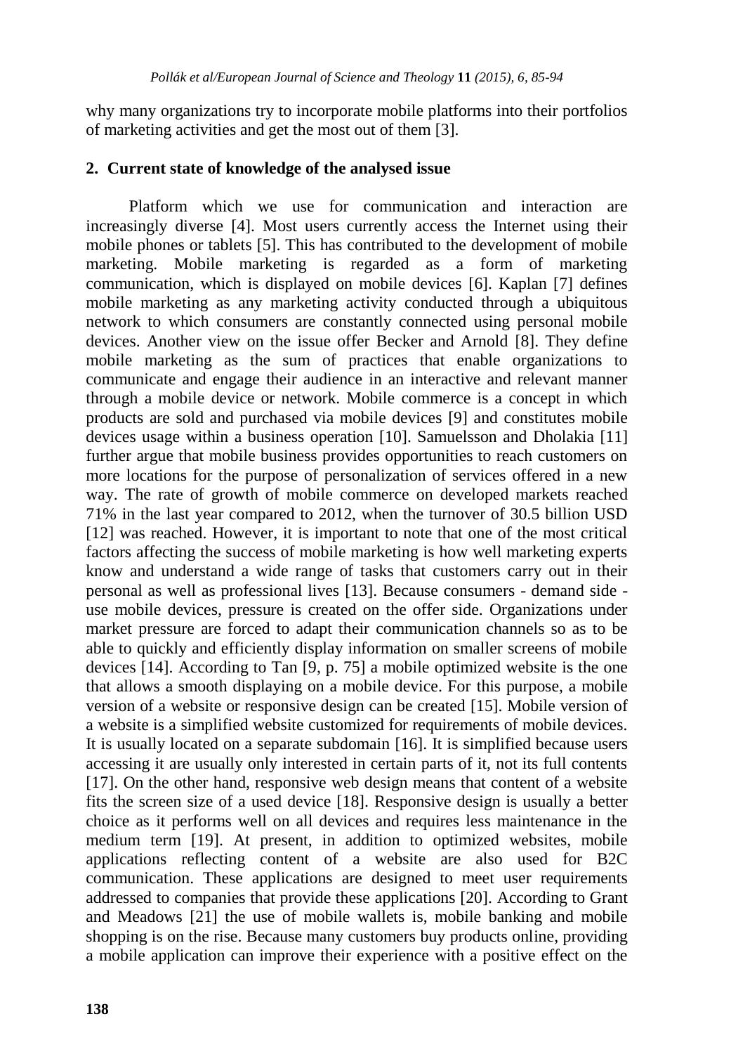why many organizations try to incorporate mobile platforms into their portfolios of marketing activities and get the most out of them [3].

## 2. Current state of knowledge of the analysed issue

Platform which we use for communication and interaction are increasingly diverse [4]. Most users currently access the Internet using their mobile phones or tablets [5]. This has contributed to the development of mobile marketing. Mobile marketing is regarded as a form of marketing communication, which is displayed on mobile devices [6]. Kaplan [7] defines mobile marketing as any marketing activity conducted through a ubiquitous network to which consumers are constantly connected using personal mobile devices. Another view on the issue offer Becker and Arnold [8]. They define mobile marketing as the sum of practices that enable organizations to communicate and engage their audience in an interactive and relevant manner through a mobile device or network. Mobile commerce is a concept in which products are sold and purchased via mobile devices [9] and constitutes mobile devices usage within a business operation [10]. Samuelsson and Dholakia [11] further argue that mobile business provides opportunities to reach customers on more locations for the purpose of personalization of services offered in a new way. The rate of growth of mobile commerce on developed markets reached 71% in the last year compared to 2012, when the turnover of 30.5 billion USD [12] was reached. However, it is important to note that one of the most critical factors affecting the success of mobile marketing is how well marketing experts know and understand a wide range of tasks that customers carry out in their personal as well as professional lives [13]. Because consumers - demand side - use mobile devices, pressure is created on the offer side. Organizations under market pressure are forced to adapt their communication channels so as to be able to quickly and efficiently display information on smaller screens of mobile devices [14]. According to Tan [9, p. 75] a mobile optimized website is the one that allows a smooth displaying on a mobile device. For this purpose, a mobile version of a website or responsive design can be created [15]. Mobile version of a website is a simplified website customized for requirements of mobile devices. It is usually located on a separate subdomain [16]. It is simplified because users accessing it are usually only interested in certain parts of it, not its full contents [17]. On the other hand, responsive web design means that content of a website fits the screen size of a used device [18]. Responsive design is usually a better choice as it performs well on all devices and requires less maintenance in the medium term [19]. At present, in addition to optimized websites, mobile applications reflecting content of a website are also used for B2C communication. These applications are designed to meet user requirements addressed to companies that provide these applications [20]. According to Grant and Meadows [21] the use of mobile wallets is, mobile banking and mobile shopping is on the rise. Because many customers buy products online, providing a mobile application can improve their experience with a positive effect on the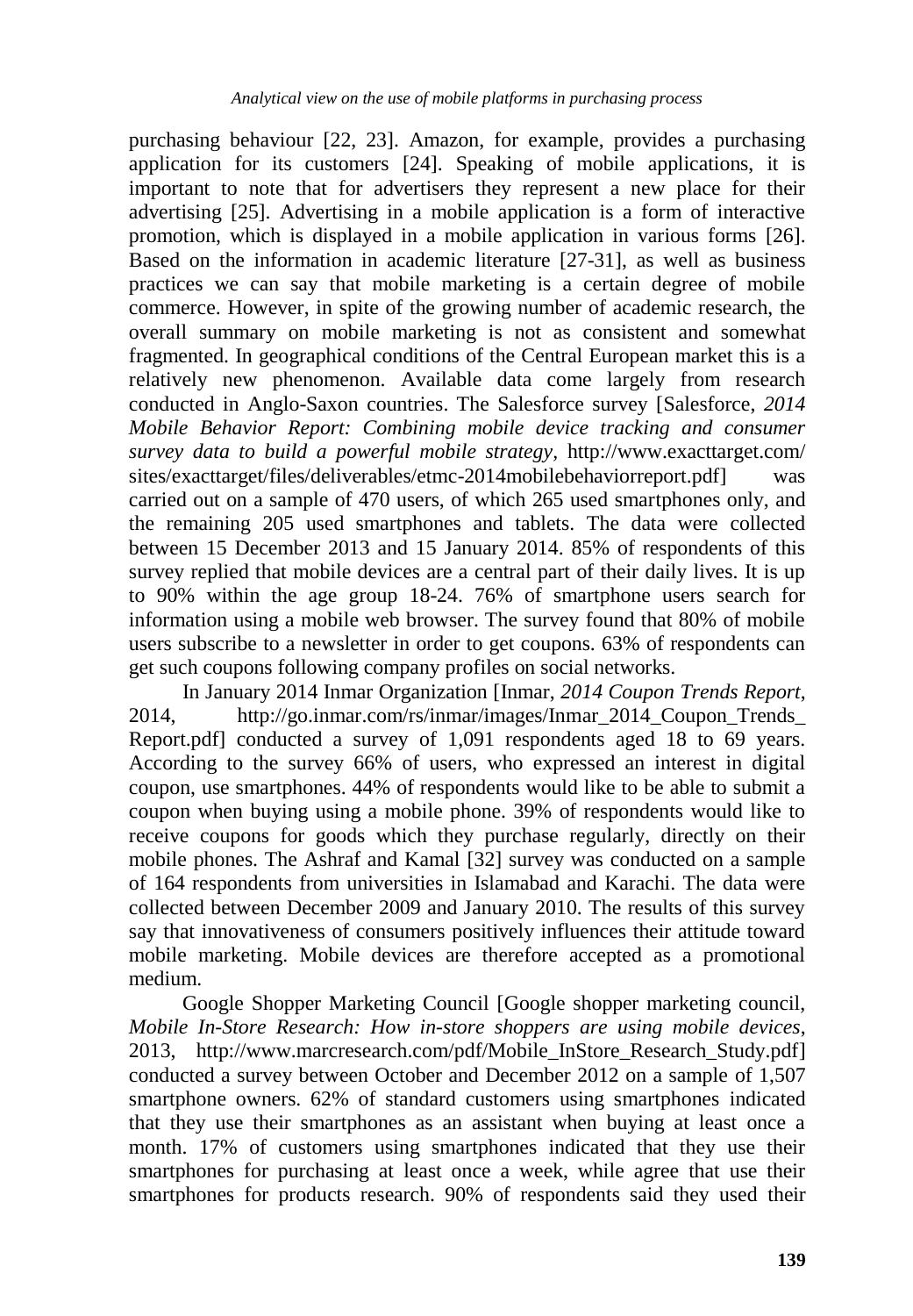purchasing behaviour [22, 23]. Amazon, for example, provides a purchasing application for its customers [24]. Speaking of mobile applications, it is important to note that for advertisers they represent a new place for their advertising [25]. Advertising in a mobile application is a form of interactive promotion, which is displayed in a mobile application in various forms [26]. Based on the information in academic literature [27-31], as well as business practices we can say that mobile marketing is a certain degree of mobile commerce. However, in spite of the growing number of academic research, the overall summary on mobile marketing is not as consistent and somewhat fragmented. In geographical conditions of the Central European market this is a relatively new phenomenon. Available data come largely from research conducted in Anglo-Saxon countries. The Salesforce survey [Salesforce, *2014 Mobile Behavior Report: Combining mobile device tracking and consumer survey data to build a powerful mobile strategy*, http://www.exacttarget.com/sites/exacttarget/files/deliverables/etmc-2014mobilebehaviorreport.pdf] was carried out on a sample of 470 users, of which 265 used smartphones only, and the remaining 205 used smartphones and tablets. The data were collected between 15 December 2013 and 15 January 2014. 85% of respondents of this survey replied that mobile devices are a central part of their daily lives. It is up to 90% within the age group 18-24. 76% of smartphone users search for information using a mobile web browser. The survey found that 80% of mobile users subscribe to a newsletter in order to get coupons. 63% of respondents can get such coupons following company profiles on social networks.

In January 2014 Inmar Organization [Inmar, *2014 Coupon Trends Report*, 2014, http://go.inmar.com/rs/inmar/images/Inmar_2014_Coupon_Trends_Report.pdf] conducted a survey of 1,091 respondents aged 18 to 69 years. According to the survey 66% of users, who expressed an interest in digital coupon, use smartphones. 44% of respondents would like to be able to submit a coupon when buying using a mobile phone. 39% of respondents would like to receive coupons for goods which they purchase regularly, directly on their mobile phones. The Ashraf and Kamal [32] survey was conducted on a sample of 164 respondents from universities in Islamabad and Karachi. The data were collected between December 2009 and January 2010. The results of this survey say that innovativeness of consumers positively influences their attitude toward mobile marketing. Mobile devices are therefore accepted as a promotional medium.

Google Shopper Marketing Council [Google shopper marketing council, *Mobile In-Store Research: How in-store shoppers are using mobile devices*, 2013, http://www.marcresearch.com/pdf/Mobile_InStore_Research_Study.pdf] conducted a survey between October and December 2012 on a sample of 1,507 smartphone owners. 62% of standard customers using smartphones indicated that they use their smartphones as an assistant when buying at least once a month. 17% of customers using smartphones indicated that they use their smartphones for purchasing at least once a week, while agree that use their smartphones for products research. 90% of respondents said they used their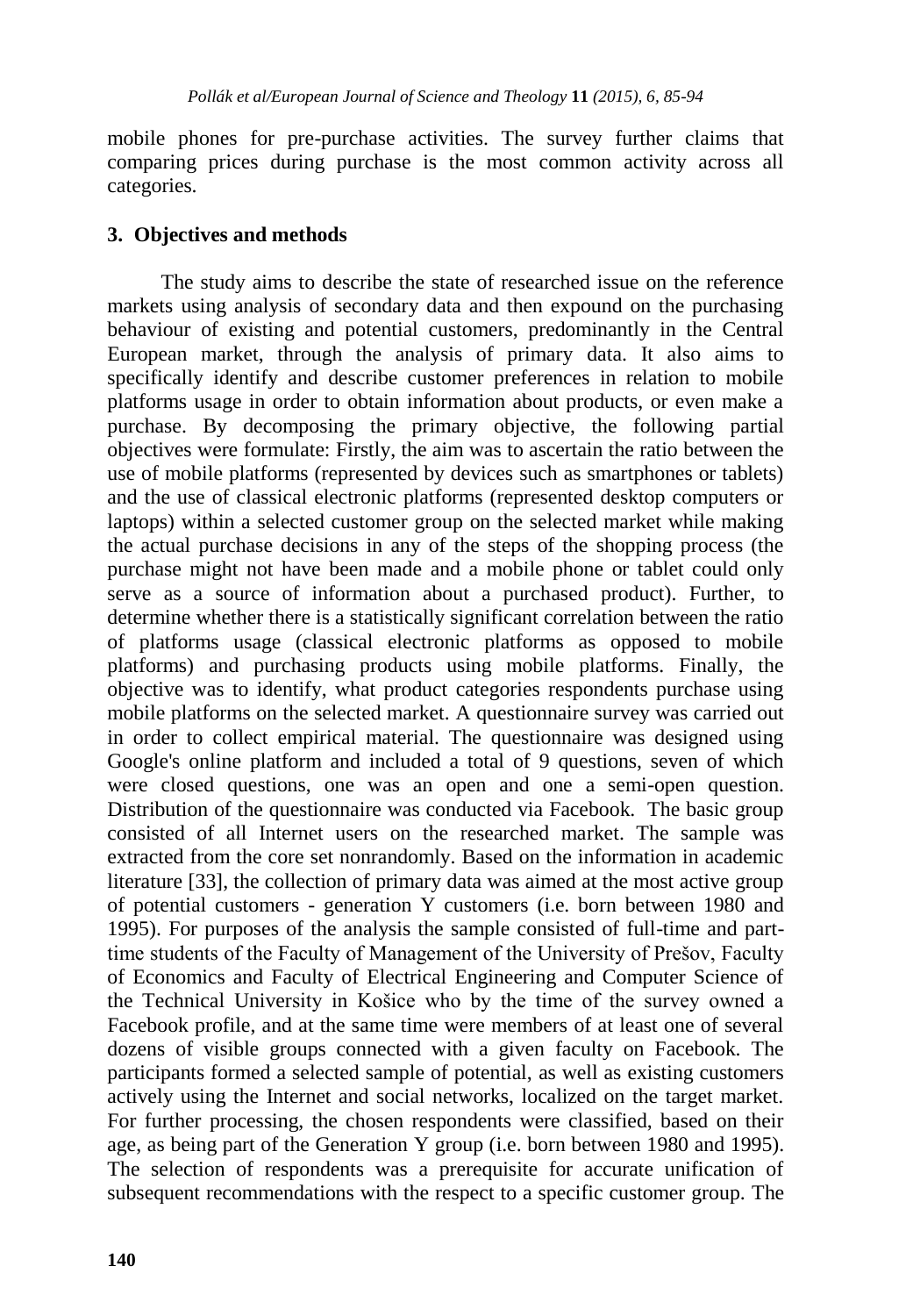mobile phones for pre-purchase activities. The survey further claims that comparing prices during purchase is the most common activity across all categories.

## 3. Objectives and methods

The study aims to describe the state of researched issue on the reference markets using analysis of secondary data and then expound on the purchasing behaviour of existing and potential customers, predominantly in the Central European market, through the analysis of primary data. It also aims to specifically identify and describe customer preferences in relation to mobile platforms usage in order to obtain information about products, or even make a purchase. By decomposing the primary objective, the following partial objectives were formulate: Firstly, the aim was to ascertain the ratio between the use of mobile platforms (represented by devices such as smartphones or tablets) and the use of classical electronic platforms (represented desktop computers or laptops) within a selected customer group on the selected market while making the actual purchase decisions in any of the steps of the shopping process (the purchase might not have been made and a mobile phone or tablet could only serve as a source of information about a purchased product). Further, to determine whether there is a statistically significant correlation between the ratio of platforms usage (classical electronic platforms as opposed to mobile platforms) and purchasing products using mobile platforms. Finally, the objective was to identify, what product categories respondents purchase using mobile platforms on the selected market. A questionnaire survey was carried out in order to collect empirical material. The questionnaire was designed using Google's online platform and included a total of 9 questions, seven of which were closed questions, one was an open and one a semi-open question. Distribution of the questionnaire was conducted via Facebook. The basic group consisted of all Internet users on the researched market. The sample was extracted from the core set nonrandomly. Based on the information in academic literature [33], the collection of primary data was aimed at the most active group of potential customers - generation Y customers (i.e. born between 1980 and 1995). For purposes of the analysis the sample consisted of full-time and part-time students of the Faculty of Management of the University of Prešov, Faculty of Economics and Faculty of Electrical Engineering and Computer Science of the Technical University in Košice who by the time of the survey owned a Facebook profile, and at the same time were members of at least one of several dozens of visible groups connected with a given faculty on Facebook. The participants formed a selected sample of potential, as well as existing customers actively using the Internet and social networks, localized on the target market. For further processing, the chosen respondents were classified, based on their age, as being part of the Generation Y group (i.e. born between 1980 and 1995). The selection of respondents was a prerequisite for accurate unification of subsequent recommendations with the respect to a specific customer group. The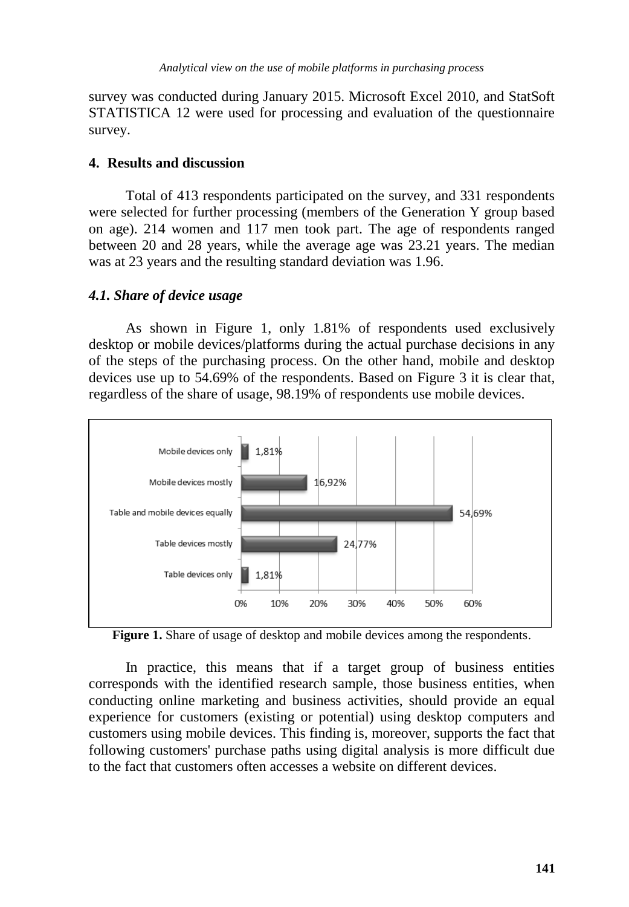survey was conducted during January 2015. Microsoft Excel 2010, and StatSoft STATISTICA 12 were used for processing and evaluation of the questionnaire survey.

## 4. Results and discussion

Total of 413 respondents participated on the survey, and 331 respondents were selected for further processing (members of the Generation Y group based on age). 214 women and 117 men took part. The age of respondents ranged between 20 and 28 years, while the average age was 23.21 years. The median was at 23 years and the resulting standard deviation was 1.96.

### *4.1. Share of device usage*

As shown in Figure 1, only 1.81% of respondents used exclusively desktop or mobile devices/platforms during the actual purchase decisions in any of the steps of the purchasing process. On the other hand, mobile and desktop devices use up to 54.69% of the respondents. Based on Figure 3 it is clear that, regardless of the share of usage, 98.19% of respondents use mobile devices.

| Category | Share |
|---|---|
| Mobile devices only | 1,81% |
| Mobile devices mostly | 16,92% |
| Table and mobile devices equally | 54,69% |
| Table devices mostly | 24,77% |
| Table devices only | 1,81% |

**Figure 1.** Share of usage of desktop and mobile devices among the respondents.

In practice, this means that if a target group of business entities corresponds with the identified research sample, those business entities, when conducting online marketing and business activities, should provide an equal experience for customers (existing or potential) using desktop computers and customers using mobile devices. This finding is, moreover, supports the fact that following customers' purchase paths using digital analysis is more difficult due to the fact that customers often accesses a website on different devices.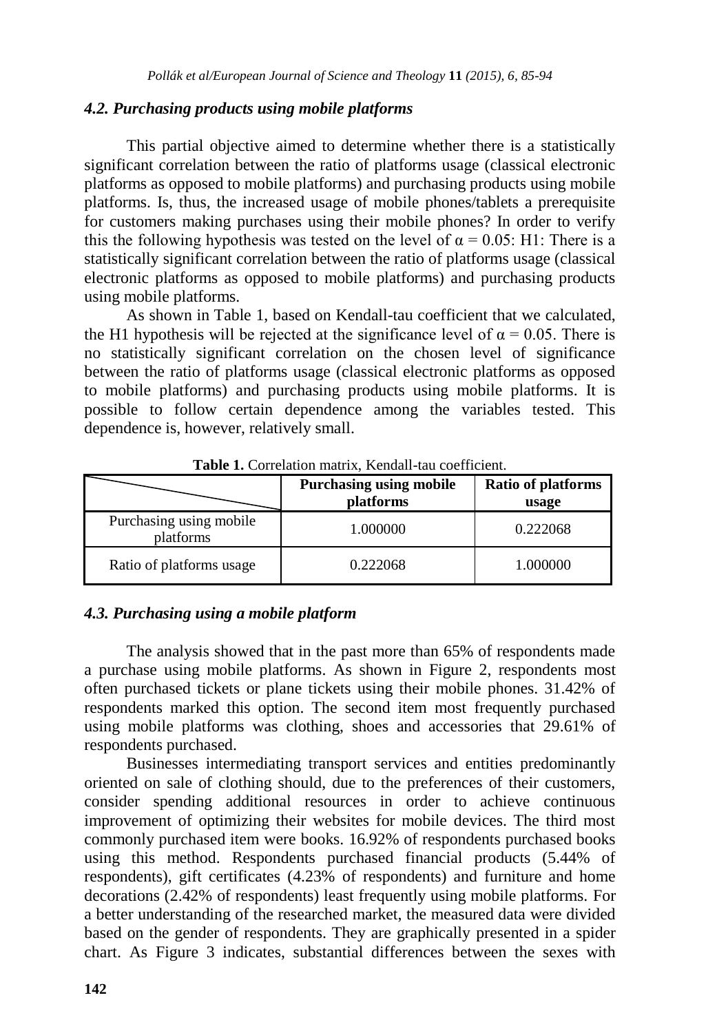### *4.2. Purchasing products using mobile platforms*

This partial objective aimed to determine whether there is a statistically significant correlation between the ratio of platforms usage (classical electronic platforms as opposed to mobile platforms) and purchasing products using mobile platforms. Is, thus, the increased usage of mobile phones/tablets a prerequisite for customers making purchases using their mobile phones? In order to verify this the following hypothesis was tested on the level of $\alpha = 0.05$: H1: There is a statistically significant correlation between the ratio of platforms usage (classical electronic platforms as opposed to mobile platforms) and purchasing products using mobile platforms.

As shown in Table 1, based on Kendall-tau coefficient that we calculated, the H1 hypothesis will be rejected at the significance level of $\alpha = 0.05$. There is no statistically significant correlation on the chosen level of significance between the ratio of platforms usage (classical electronic platforms as opposed to mobile platforms) and purchasing products using mobile platforms. It is possible to follow certain dependence among the variables tested. This dependence is, however, relatively small.

**Table 1.** Correlation matrix, Kendall-tau coefficient.

| | **Purchasing using mobile platforms** | **Ratio of platforms usage** |
|---|---|---|
| Purchasing using mobile platforms | 1.000000 | 0.222068 |
| Ratio of platforms usage | 0.222068 | 1.000000 |

### *4.3. Purchasing using a mobile platform*

The analysis showed that in the past more than 65% of respondents made a purchase using mobile platforms. As shown in Figure 2, respondents most often purchased tickets or plane tickets using their mobile phones. 31.42% of respondents marked this option. The second item most frequently purchased using mobile platforms was clothing, shoes and accessories that 29.61% of respondents purchased.

Businesses intermediating transport services and entities predominantly oriented on sale of clothing should, due to the preferences of their customers, consider spending additional resources in order to achieve continuous improvement of optimizing their websites for mobile devices. The third most commonly purchased item were books. 16.92% of respondents purchased books using this method. Respondents purchased financial products (5.44% of respondents), gift certificates (4.23% of respondents) and furniture and home decorations (2.42% of respondents) least frequently using mobile platforms. For a better understanding of the researched market, the measured data were divided based on the gender of respondents. They are graphically presented in a spider chart. As Figure 3 indicates, substantial differences between the sexes with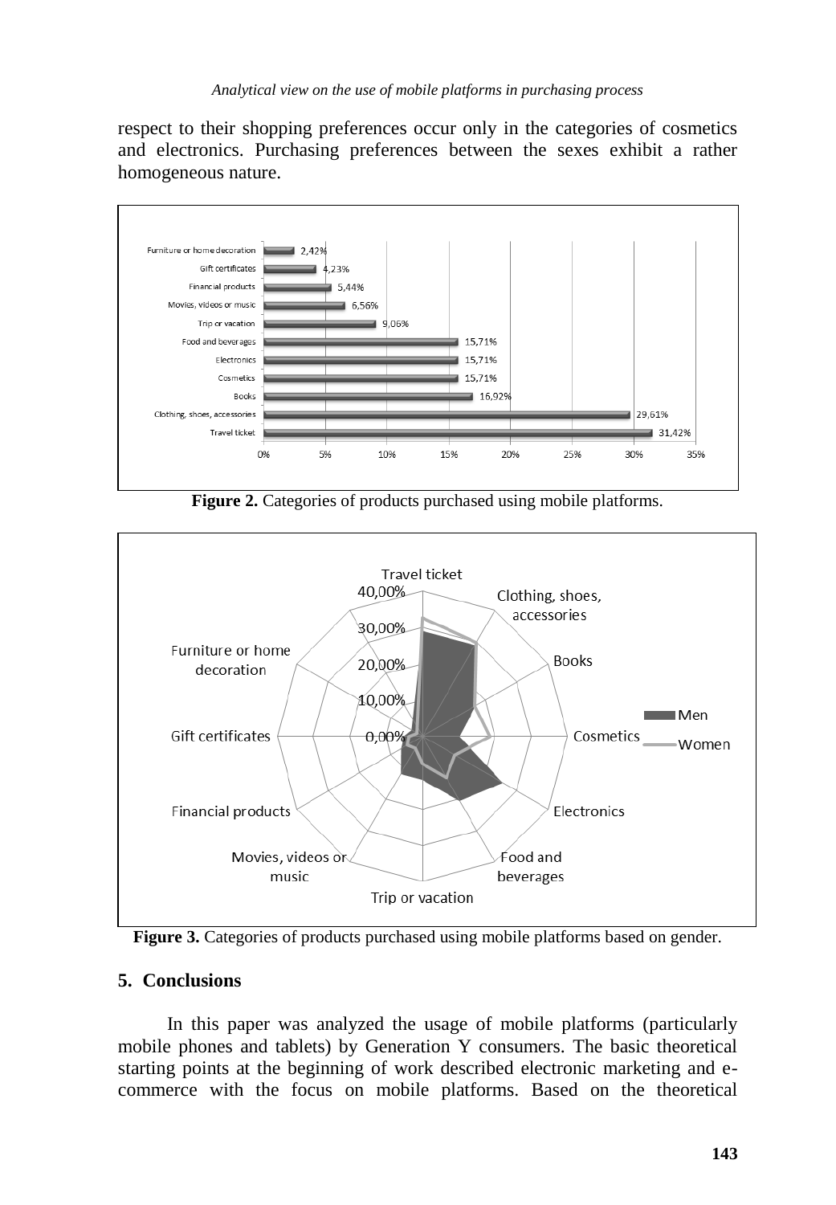respect to their shopping preferences occur only in the categories of cosmetics and electronics. Purchasing preferences between the sexes exhibit a rather homogeneous nature.

**Figure 2.** Categories of products purchased using mobile platforms.

**Figure 3.** Categories of products purchased using mobile platforms based on gender.

## 5. Conclusions

In this paper was analyzed the usage of mobile platforms (particularly mobile phones and tablets) by Generation Y consumers. The basic theoretical starting points at the beginning of work described electronic marketing and e-commerce with the focus on mobile platforms. Based on the theoretical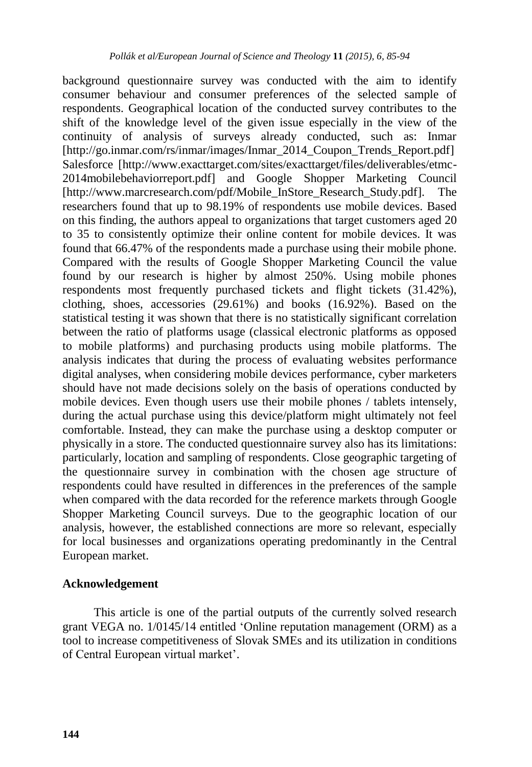background questionnaire survey was conducted with the aim to identify consumer behaviour and consumer preferences of the selected sample of respondents. Geographical location of the conducted survey contributes to the shift of the knowledge level of the given issue especially in the view of the continuity of analysis of surveys already conducted, such as: Inmar [http://go.inmar.com/rs/inmar/images/Inmar_2014_Coupon_Trends_Report.pdf] Salesforce [http://www.exacttarget.com/sites/exacttarget/files/deliverables/etmc-2014mobilebehaviorreport.pdf] and Google Shopper Marketing Council [http://www.marcresearch.com/pdf/Mobile_InStore_Research_Study.pdf]. The researchers found that up to 98.19% of respondents use mobile devices. Based on this finding, the authors appeal to organizations that target customers aged 20 to 35 to consistently optimize their online content for mobile devices. It was found that 66.47% of the respondents made a purchase using their mobile phone. Compared with the results of Google Shopper Marketing Council the value found by our research is higher by almost 250%. Using mobile phones respondents most frequently purchased tickets and flight tickets (31.42%), clothing, shoes, accessories (29.61%) and books (16.92%). Based on the statistical testing it was shown that there is no statistically significant correlation between the ratio of platforms usage (classical electronic platforms as opposed to mobile platforms) and purchasing products using mobile platforms. The analysis indicates that during the process of evaluating websites performance digital analyses, when considering mobile devices performance, cyber marketeers should have not made decisions solely on the basis of operations conducted by mobile devices. Even though users use their mobile phones / tablets intensely, during the actual purchase using this device/platform might ultimately not feel comfortable. Instead, they can make the purchase using a desktop computer or physically in a store. The conducted questionnaire survey also has its limitations: particularly, location and sampling of respondents. Close geographic targeting of the questionnaire survey in combination with the chosen age structure of respondents could have resulted in differences in the preferences of the sample when compared with the data recorded for the reference markets through Google Shopper Marketing Council surveys. Due to the geographic location of our analysis, however, the established connections are more so relevant, especially for local businesses and organizations operating predominantly in the Central European market.

## Acknowledgement

This article is one of the partial outputs of the currently solved research grant VEGA no. 1/0145/14 entitled 'Online reputation management (ORM) as a tool to increase competitiveness of Slovak SMEs and its utilization in conditions of Central European virtual market'.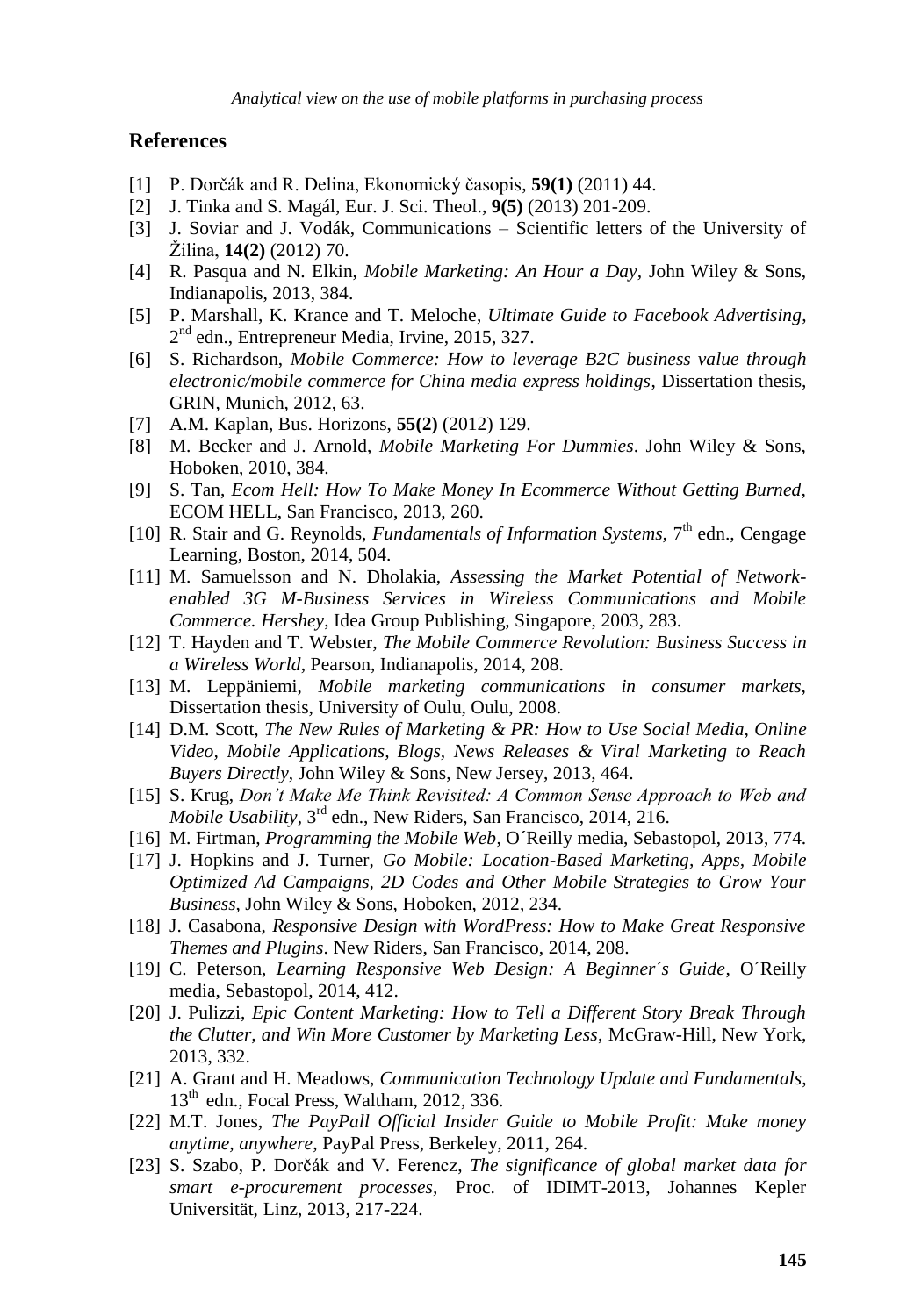## References

[1] P. Dorčák and R. Delina, Ekonomický časopis, **59(1)** (2011) 44.

[2] J. Tinka and S. Magál, Eur. J. Sci. Theol., **9(5)** (2013) 201-209.

[3] J. Soviar and J. Vodák, Communications – Scientific letters of the University of Žilina, **14(2)** (2012) 70.

[4] R. Pasqua and N. Elkin, *Mobile Marketing: An Hour a Day*, John Wiley & Sons, Indianapolis, 2013, 384.

[5] P. Marshall, K. Krance and T. Meloche, *Ultimate Guide to Facebook Advertising*, 2nd edn., Entrepreneur Media, Irvine, 2015, 327.

[6] S. Richardson, *Mobile Commerce: How to leverage B2C business value through electronic/mobile commerce for China media express holdings*, Dissertation thesis, GRIN, Munich, 2012, 63.

[7] A.M. Kaplan, Bus. Horizons, **55(2)** (2012) 129.

[8] M. Becker and J. Arnold, *Mobile Marketing For Dummies*. John Wiley & Sons, Hoboken, 2010, 384.

[9] S. Tan, *Ecom Hell: How To Make Money In Ecommerce Without Getting Burned*, ECOM HELL, San Francisco, 2013, 260.

[10] R. Stair and G. Reynolds, *Fundamentals of Information Systems*, 7th edn., Cengage Learning, Boston, 2014, 504.

[11] M. Samuelsson and N. Dholakia, *Assessing the Market Potential of Network-enabled 3G M-Business Services in Wireless Communications and Mobile Commerce. Hershey*, Idea Group Publishing, Singapore, 2003, 283.

[12] T. Hayden and T. Webster, *The Mobile Commerce Revolution: Business Success in a Wireless World*, Pearson, Indianapolis, 2014, 208.

[13] M. Leppäniemi, *Mobile marketing communications in consumer markets*, Dissertation thesis, University of Oulu, Oulu, 2008.

[14] D.M. Scott, *The New Rules of Marketing & PR: How to Use Social Media, Online Video, Mobile Applications, Blogs, News Releases & Viral Marketing to Reach Buyers Directly*, John Wiley & Sons, New Jersey, 2013, 464.

[15] S. Krug, *Don't Make Me Think Revisited: A Common Sense Approach to Web and Mobile Usability*, 3rd edn., New Riders, San Francisco, 2014, 216.

[16] M. Firtman, *Programming the Mobile Web*, O´Reilly media, Sebastopol, 2013, 774.

[17] J. Hopkins and J. Turner, *Go Mobile: Location-Based Marketing, Apps, Mobile Optimized Ad Campaigns, 2D Codes and Other Mobile Strategies to Grow Your Business*, John Wiley & Sons, Hoboken, 2012, 234.

[18] J. Casabona, *Responsive Design with WordPress: How to Make Great Responsive Themes and Plugins*. New Riders, San Francisco, 2014, 208.

[19] C. Peterson, *Learning Responsive Web Design: A Beginner´s Guide*, O´Reilly media, Sebastopol, 2014, 412.

[20] J. Pulizzi, *Epic Content Marketing: How to Tell a Different Story Break Through the Clutter, and Win More Customer by Marketing Less*, McGraw-Hill, New York, 2013, 332.

[21] A. Grant and H. Meadows, *Communication Technology Update and Fundamentals*, 13th edn., Focal Press, Waltham, 2012, 336.

[22] M.T. Jones, *The PayPall Official Insider Guide to Mobile Profit: Make money anytime, anywhere*, PayPal Press, Berkeley, 2011, 264.

[23] S. Szabo, P. Dorčák and V. Ferencz, *The significance of global market data for smart e-procurement processes*, Proc. of IDIMT-2013, Johannes Kepler Universität, Linz, 2013, 217-224.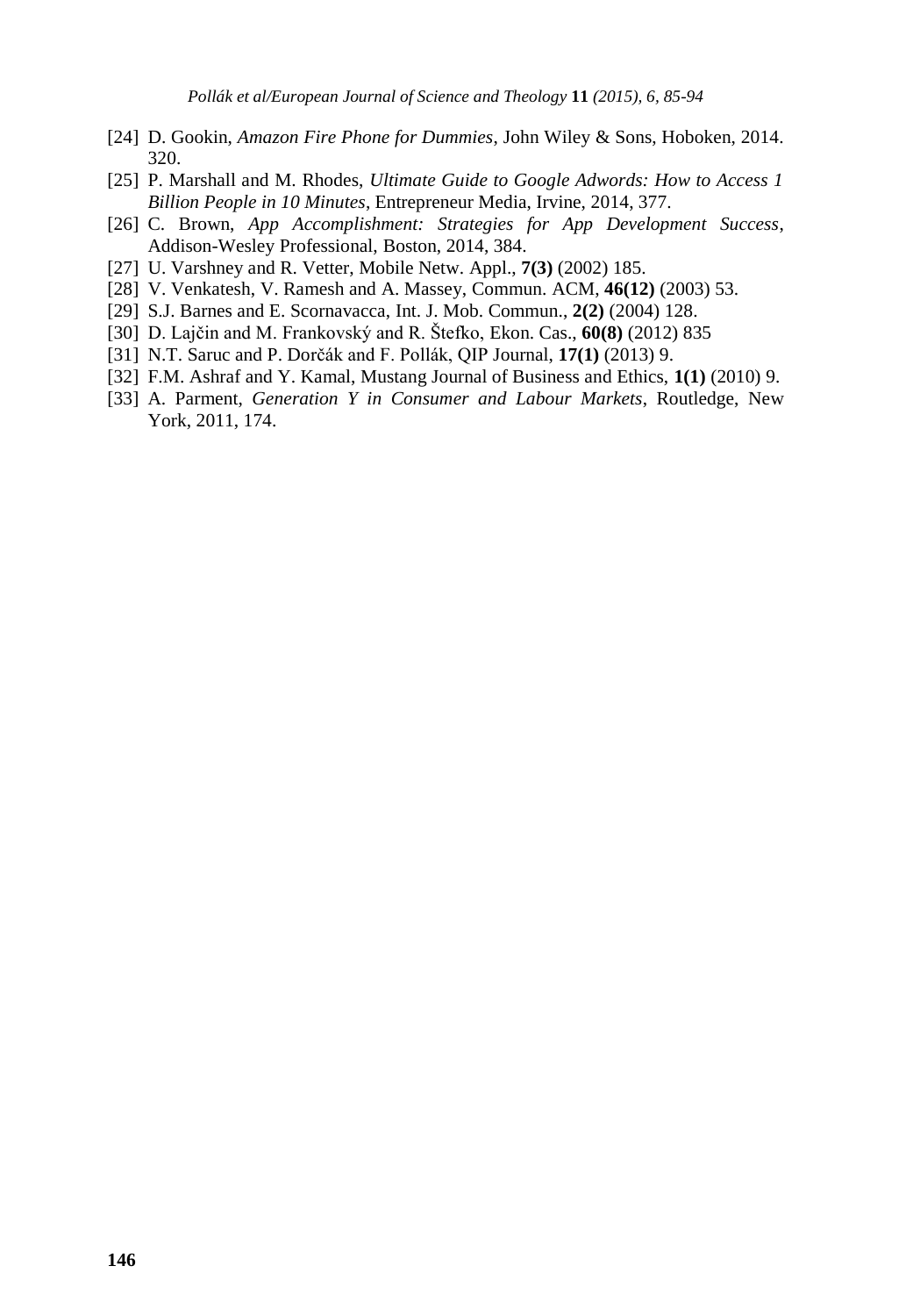[24] D. Gookin, *Amazon Fire Phone for Dummies*, John Wiley & Sons, Hoboken, 2014. 320.

[25] P. Marshall and M. Rhodes, *Ultimate Guide to Google Adwords: How to Access 1 Billion People in 10 Minutes*, Entrepreneur Media, Irvine, 2014, 377.

[26] C. Brown, *App Accomplishment: Strategies for App Development Success*, Addison-Wesley Professional, Boston, 2014, 384.

[27] U. Varshney and R. Vetter, Mobile Netw. Appl., **7(3)** (2002) 185.

[28] V. Venkatesh, V. Ramesh and A. Massey, Commun. ACM, **46(12)** (2003) 53.

[29] S.J. Barnes and E. Scornavacca, Int. J. Mob. Commun., **2(2)** (2004) 128.

[30] D. Lajčin and M. Frankovský and R. Štefko, Ekon. Cas., **60(8)** (2012) 835

[31] N.T. Saruc and P. Dorčák and F. Pollák, QIP Journal, **17(1)** (2013) 9.

[32] F.M. Ashraf and Y. Kamal, Mustang Journal of Business and Ethics, **1(1)** (2010) 9.

[33] A. Parment, *Generation Y in Consumer and Labour Markets*, Routledge, New York, 2011, 174.